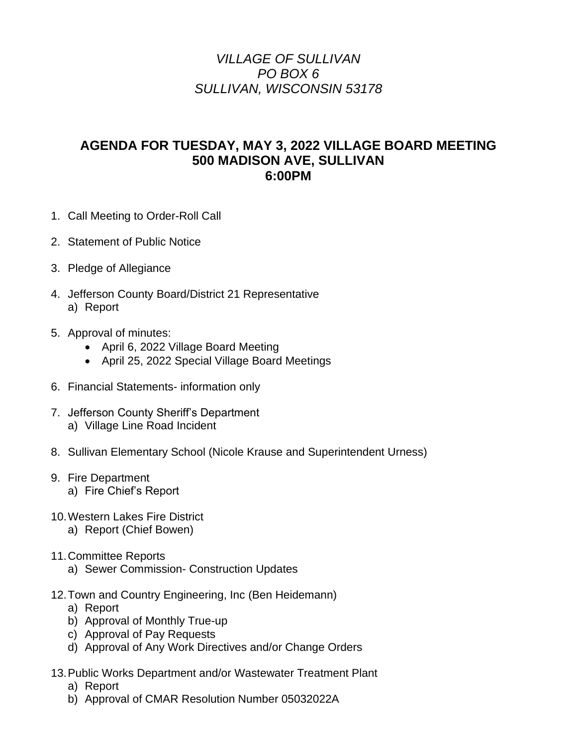*VILLAGE OF SULLIVAN*
*PO BOX 6*
*SULLIVAN, WISCONSIN 53178*

## AGENDA FOR TUESDAY, MAY 3, 2022 VILLAGE BOARD MEETING
## 500 MADISON AVE, SULLIVAN
## 6:00PM

1. Call Meeting to Order-Roll Call
2. Statement of Public Notice
3. Pledge of Allegiance
4. Jefferson County Board/District 21 Representative
   a) Report
5. Approval of minutes:
   - April 6, 2022 Village Board Meeting
   - April 25, 2022 Special Village Board Meetings
6. Financial Statements- information only
7. Jefferson County Sheriff's Department
   a) Village Line Road Incident
8. Sullivan Elementary School (Nicole Krause and Superintendent Urness)
9. Fire Department
   a) Fire Chief's Report
10. Western Lakes Fire District
    a) Report (Chief Bowen)
11. Committee Reports
    a) Sewer Commission- Construction Updates
12. Town and Country Engineering, Inc (Ben Heidemann)
    a) Report
    b) Approval of Monthly True-up
    c) Approval of Pay Requests
    d) Approval of Any Work Directives and/or Change Orders
13. Public Works Department and/or Wastewater Treatment Plant
    a) Report
    b) Approval of CMAR Resolution Number 05032022A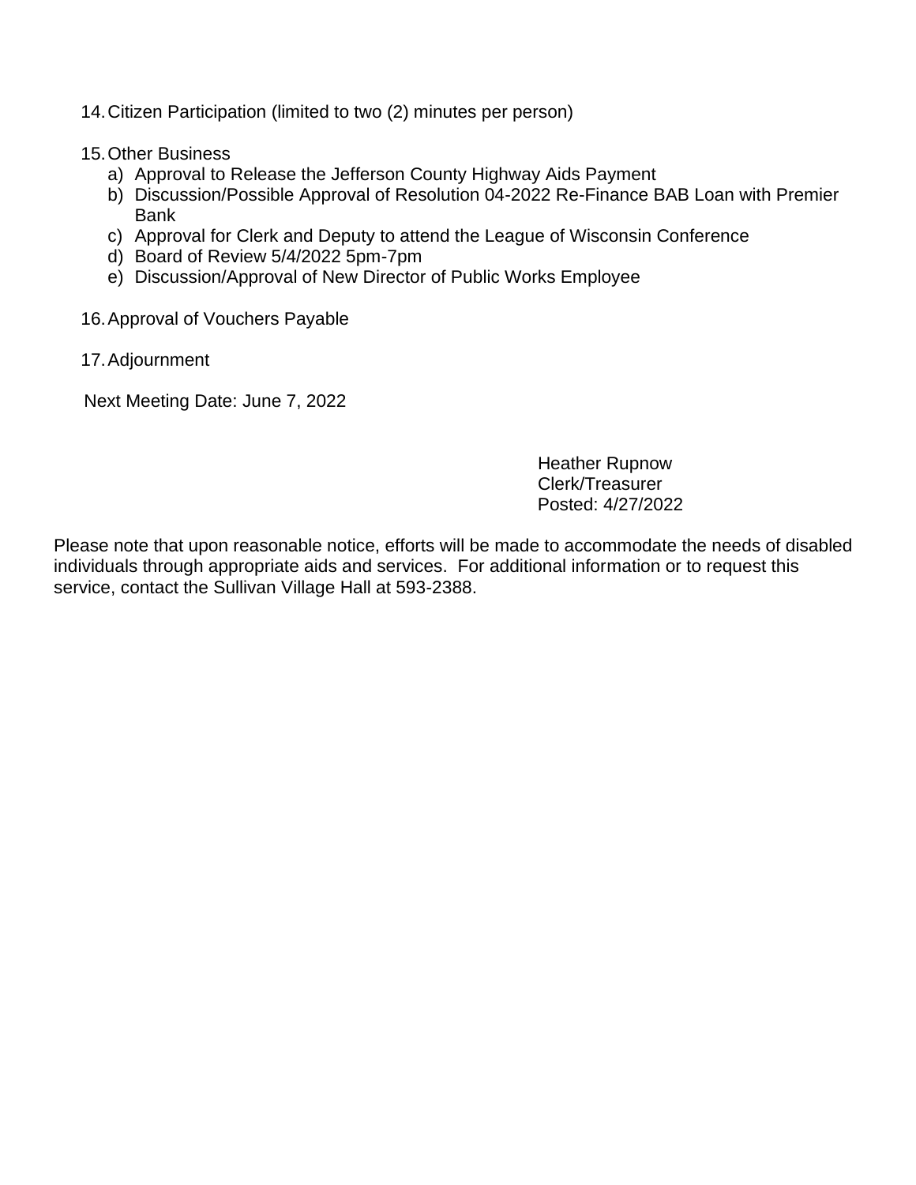14. Citizen Participation (limited to two (2) minutes per person)

15. Other Business
    a) Approval to Release the Jefferson County Highway Aids Payment
    b) Discussion/Possible Approval of Resolution 04-2022 Re-Finance BAB Loan with Premier Bank
    c) Approval for Clerk and Deputy to attend the League of Wisconsin Conference
    d) Board of Review 5/4/2022 5pm-7pm
    e) Discussion/Approval of New Director of Public Works Employee

16. Approval of Vouchers Payable

17. Adjournment

Next Meeting Date: June 7, 2022

Heather Rupnow
Clerk/Treasurer
Posted: 4/27/2022

Please note that upon reasonable notice, efforts will be made to accommodate the needs of disabled individuals through appropriate aids and services. For additional information or to request this service, contact the Sullivan Village Hall at 593-2388.